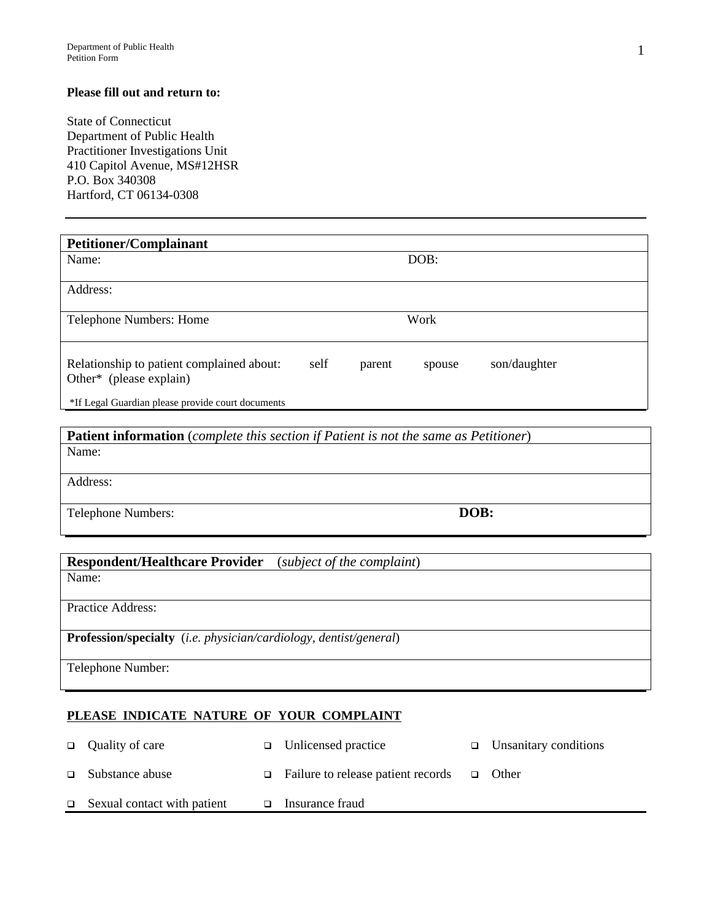**Please fill out and return to:**

State of Connecticut
Department of Public Health
Practitioner Investigations Unit
410 Capitol Avenue, MS#12HSR
P.O. Box 340308
Hartford, CT 06134-0308

---

| **Petitioner/Complainant** | |
|---|---|
| Name: | DOB: |
| Address: | |
| Telephone Numbers: Home | Work |
| Relationship to patient complained about: self parent spouse son/daughter<br>Other* (please explain)<br><br>*If Legal Guardian please provide court documents | |

| **Patient information** (*complete this section if Patient is not the same as Petitioner*) | |
|---|---|
| Name: | |
| Address: | |
| Telephone Numbers: | **DOB:** |

| **Respondent/Healthcare Provider** (*subject of the complaint*) |
|---|
| Name: |
| Practice Address: |
| **Profession/specialty** (*i.e. physician/cardiology, dentist/general*) |
| Telephone Number: |

**PLEASE INDICATE NATURE OF YOUR COMPLAINT**

- ❑ Quality of care
- ❑ Unlicensed practice
- ❑ Unsanitary conditions
- ❑ Substance abuse
- ❑ Failure to release patient records
- ❑ Other
- ❑ Sexual contact with patient
- ❑ Insurance fraud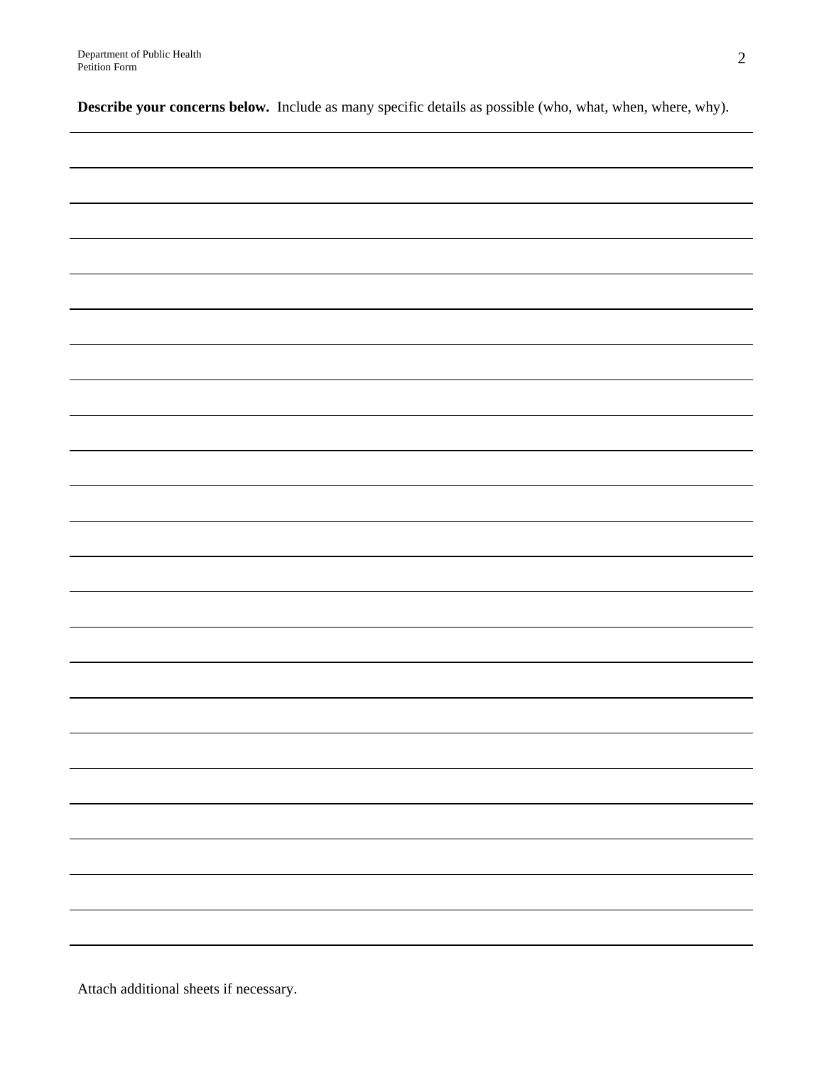**Describe your concerns below.** Include as many specific details as possible (who, what, when, where, why).

Attach additional sheets if necessary.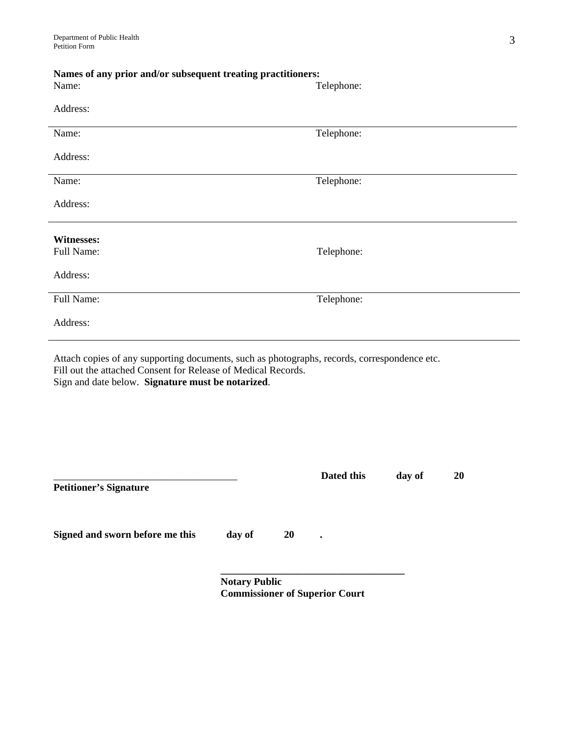**Names of any prior and/or subsequent treating practitioners:**

Name: Telephone:

Address:

---

Name: Telephone:

Address:

---

Name: Telephone:

Address:

---

**Witnesses:**

Full Name: Telephone:

Address:

---

Full Name: Telephone:

Address:

---

Attach copies of any supporting documents, such as photographs, records, correspondence etc.
Fill out the attached Consent for Release of Medical Records.
Sign and date below. **Signature must be notarized**.

\_\_\_\_\_\_\_\_\_\_\_\_\_\_\_\_\_\_\_\_\_\_\_\_\_\_\_\_\_\_\_\_\_\_\_\_ **Dated this day of 20**
**Petitioner's Signature**

**Signed and sworn before me this day of 20 .**

\_\_\_\_\_\_\_\_\_\_\_\_\_\_\_\_\_\_\_\_\_\_\_\_\_\_\_\_\_\_\_\_\_\_\_\_
**Notary Public**
**Commissioner of Superior Court**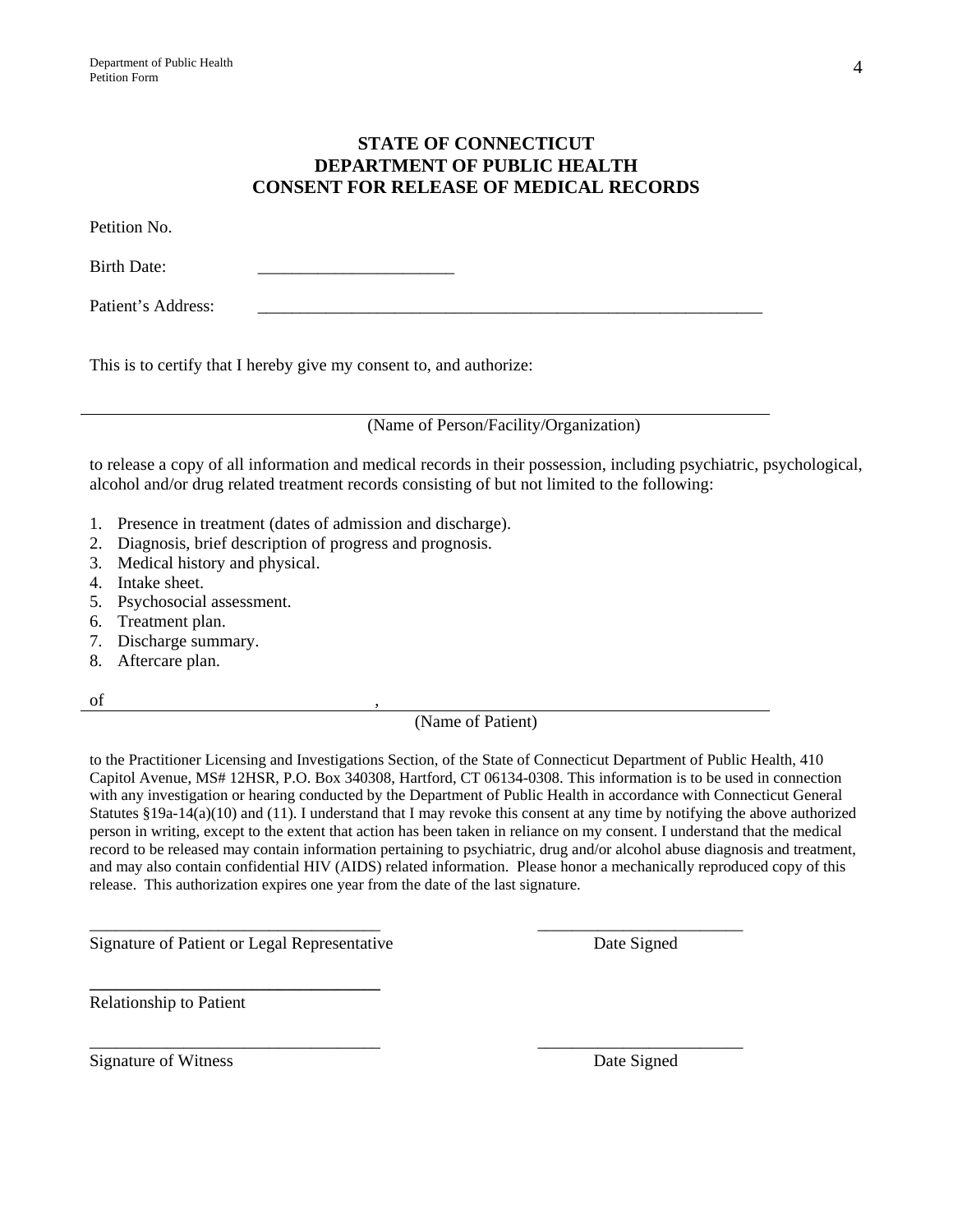# STATE OF CONNECTICUT
# DEPARTMENT OF PUBLIC HEALTH
# CONSENT FOR RELEASE OF MEDICAL RECORDS

Petition No.

Birth Date: ______________________

Patient's Address: ________________________________________________________

This is to certify that I hereby give my consent to, and authorize:

_____________________________________________________________________________
(Name of Person/Facility/Organization)

to release a copy of all information and medical records in their possession, including psychiatric, psychological, alcohol and/or drug related treatment records consisting of but not limited to the following:

1. Presence in treatment (dates of admission and discharge).
2. Diagnosis, brief description of progress and prognosis.
3. Medical history and physical.
4. Intake sheet.
5. Psychosocial assessment.
6. Treatment plan.
7. Discharge summary.
8. Aftercare plan.

of ______________________________, ______________________________________________
(Name of Patient)

to the Practitioner Licensing and Investigations Section, of the State of Connecticut Department of Public Health, 410 Capitol Avenue, MS# 12HSR, P.O. Box 340308, Hartford, CT 06134-0308. This information is to be used in connection with any investigation or hearing conducted by the Department of Public Health in accordance with Connecticut General Statutes §19a-14(a)(10) and (11). I understand that I may revoke this consent at any time by notifying the above authorized person in writing, except to the extent that action has been taken in reliance on my consent. I understand that the medical record to be released may contain information pertaining to psychiatric, drug and/or alcohol abuse diagnosis and treatment, and may also contain confidential HIV (AIDS) related information. Please honor a mechanically reproduced copy of this release. This authorization expires one year from the date of the last signature.

________________________________ ________________________
Signature of Patient or Legal Representative Date Signed

________________________________
Relationship to Patient

________________________________ ________________________
Signature of Witness Date Signed